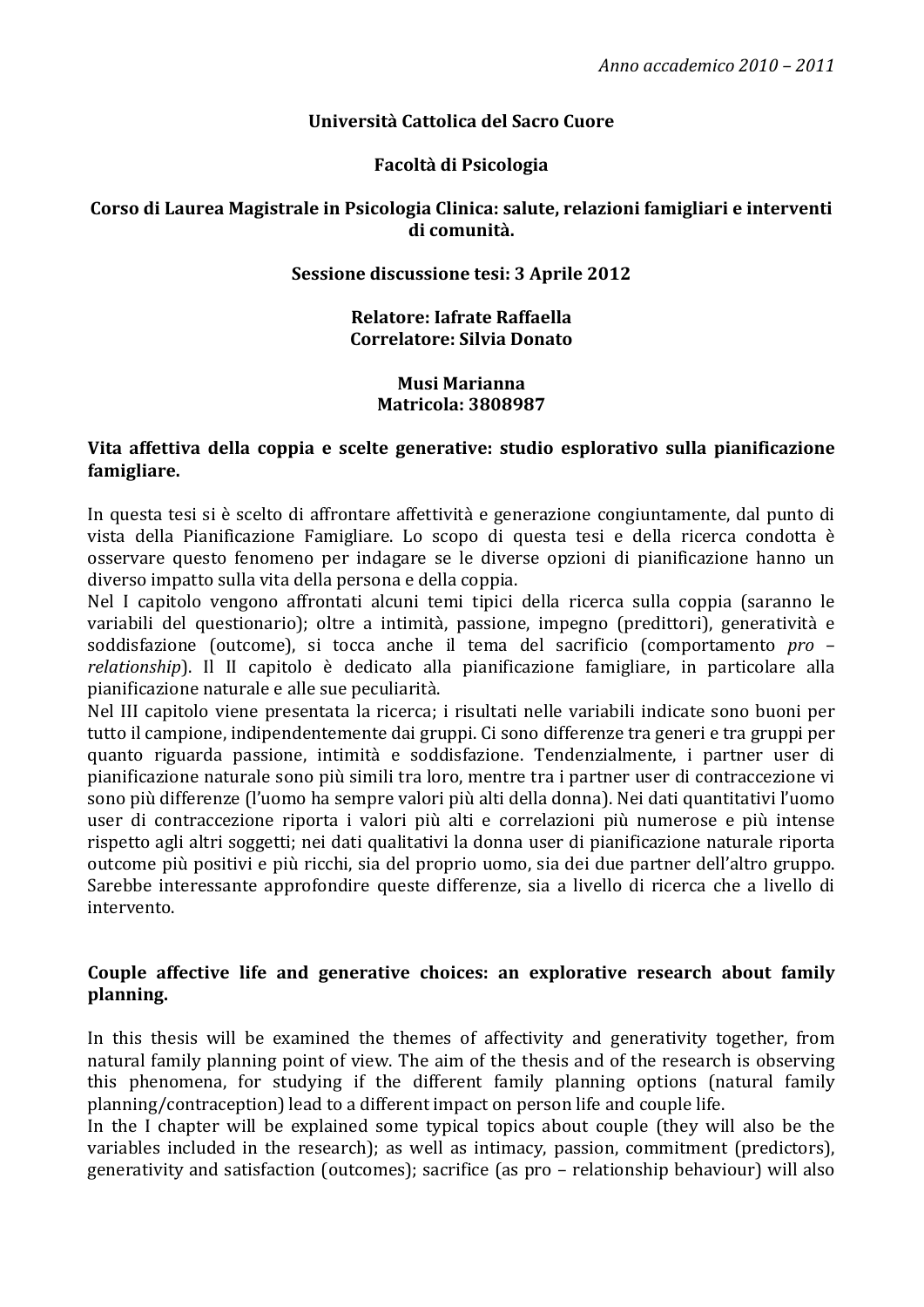*Anno accademico 2010 – 2011*

**Università Cattolica del Sacro Cuore**

**Facoltà di Psicologia**

**Corso di Laurea Magistrale in Psicologia Clinica: salute, relazioni famigliari e interventi di comunità.**

**Sessione discussione tesi: 3 Aprile 2012**

**Relatore: Iafrate Raffaella**
**Correlatore: Silvia Donato**

**Musi Marianna**
**Matricola: 3808987**

## Vita affettiva della coppia e scelte generative: studio esplorativo sulla pianificazione famigliare.

In questa tesi si è scelto di affrontare affettività e generazione congiuntamente, dal punto di vista della Pianificazione Famigliare. Lo scopo di questa tesi e della ricerca condotta è osservare questo fenomeno per indagare se le diverse opzioni di pianificazione hanno un diverso impatto sulla vita della persona e della coppia.

Nel I capitolo vengono affrontati alcuni temi tipici della ricerca sulla coppia (saranno le variabili del questionario); oltre a intimità, passione, impegno (predittori), generatività e soddisfazione (outcome), si tocca anche il tema del sacrificio (comportamento *pro – relationship*). Il II capitolo è dedicato alla pianificazione famigliare, in particolare alla pianificazione naturale e alle sue peculiarità.

Nel III capitolo viene presentata la ricerca; i risultati nelle variabili indicate sono buoni per tutto il campione, indipendentemente dai gruppi. Ci sono differenze tra generi e tra gruppi per quanto riguarda passione, intimità e soddisfazione. Tendenzialmente, i partner user di pianificazione naturale sono più simili tra loro, mentre tra i partner user di contraccezione vi sono più differenze (l'uomo ha sempre valori più alti della donna). Nei dati quantitativi l'uomo user di contraccezione riporta i valori più alti e correlazioni più numerose e più intense rispetto agli altri soggetti; nei dati qualitativi la donna user di pianificazione naturale riporta outcome più positivi e più ricchi, sia del proprio uomo, sia dei due partner dell'altro gruppo. Sarebbe interessante approfondire queste differenze, sia a livello di ricerca che a livello di intervento.

## Couple affective life and generative choices: an explorative research about family planning.

In this thesis will be examined the themes of affectivity and generativity together, from natural family planning point of view. The aim of the thesis and of the research is observing this phenomena, for studying if the different family planning options (natural family planning/contraception) lead to a different impact on person life and couple life.

In the I chapter will be explained some typical topics about couple (they will also be the variables included in the research); as well as intimacy, passion, commitment (predictors), generativity and satisfaction (outcomes); sacrifice (as pro – relationship behaviour) will also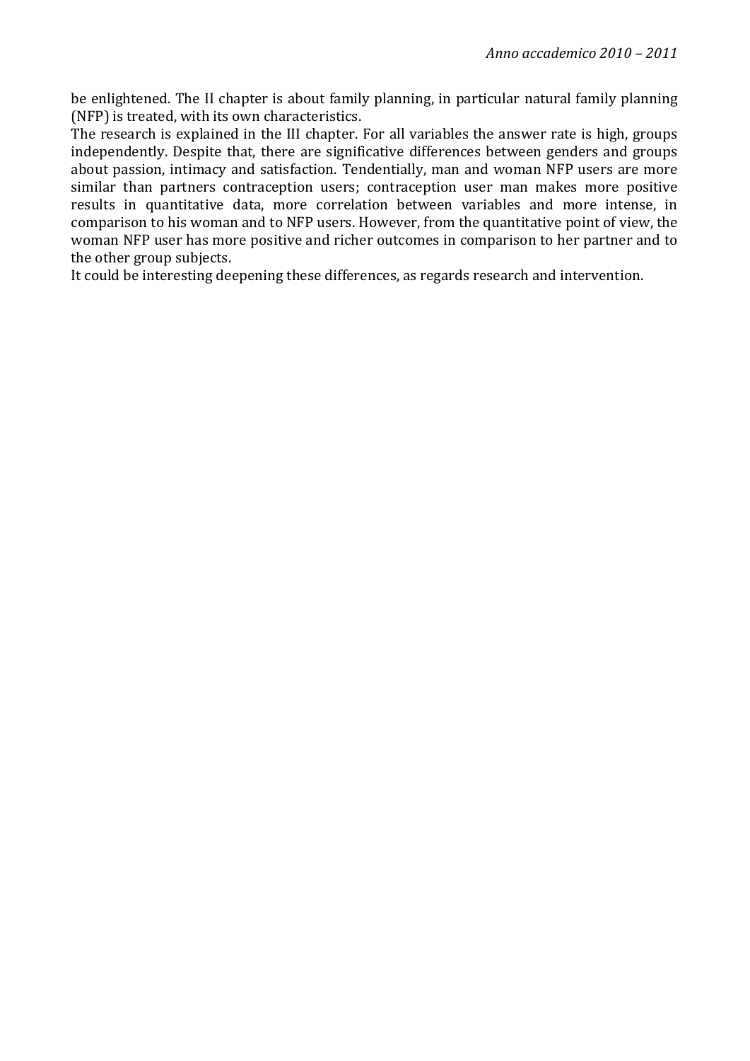be enlightened. The II chapter is about family planning, in particular natural family planning (NFP) is treated, with its own characteristics.
The research is explained in the III chapter. For all variables the answer rate is high, groups independently. Despite that, there are significative differences between genders and groups about passion, intimacy and satisfaction. Tendentially, man and woman NFP users are more similar than partners contraception users; contraception user man makes more positive results in quantitative data, more correlation between variables and more intense, in comparison to his woman and to NFP users. However, from the quantitative point of view, the woman NFP user has more positive and richer outcomes in comparison to her partner and to the other group subjects.
It could be interesting deepening these differences, as regards research and intervention.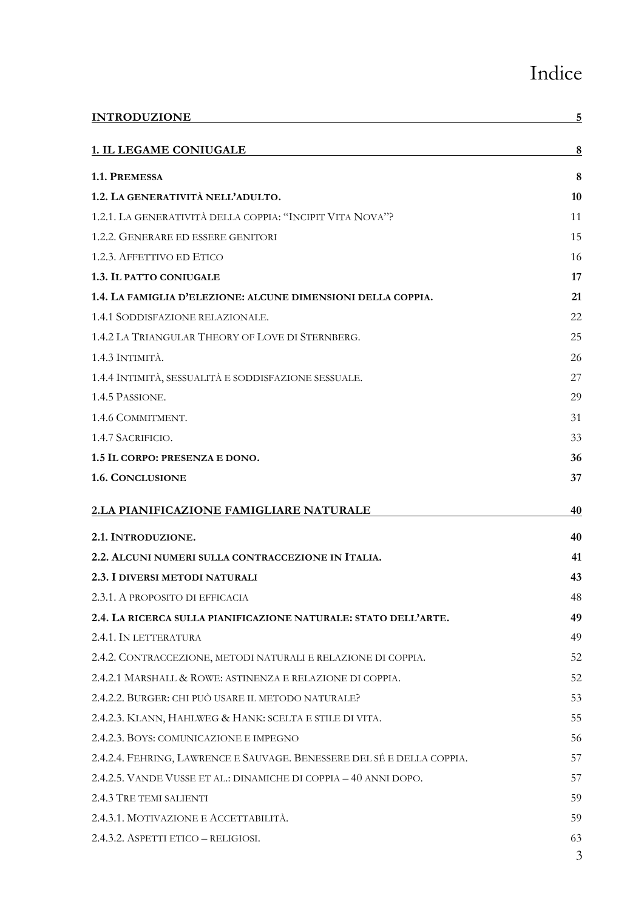# Indice

**INTRODUZIONE** 5

**1. IL LEGAME CONIUGALE** 8

**1.1. PREMESSA** 8

**1.2. LA GENERATIVITÀ NELL'ADULTO.** 10

1.2.1. LA GENERATIVITÀ DELLA COPPIA: "INCIPIT VITA NOVA"? 11

1.2.2. GENERARE ED ESSERE GENITORI 15

1.2.3. AFFETTIVO ED ETICO 16

**1.3. IL PATTO CONIUGALE** 17

**1.4. LA FAMIGLIA D'ELEZIONE: ALCUNE DIMENSIONI DELLA COPPIA.** 21

1.4.1 SODDISFAZIONE RELAZIONALE. 22

1.4.2 LA TRIANGULAR THEORY OF LOVE DI STERNBERG. 25

1.4.3 INTIMITÀ. 26

1.4.4 INTIMITÀ, SESSUALITÀ E SODDISFAZIONE SESSUALE. 27

1.4.5 PASSIONE. 29

1.4.6 COMMITMENT. 31

1.4.7 SACRIFICIO. 33

**1.5 IL CORPO: PRESENZA E DONO.** 36

**1.6. CONCLUSIONE** 37

**2.LA PIANIFICAZIONE FAMIGLIARE NATURALE** 40

**2.1. INTRODUZIONE.** 40

**2.2. ALCUNI NUMERI SULLA CONTRACCEZIONE IN ITALIA.** 41

**2.3. I DIVERSI METODI NATURALI** 43

2.3.1. A PROPOSITO DI EFFICACIA 48

**2.4. LA RICERCA SULLA PIANIFICAZIONE NATURALE: STATO DELL'ARTE.** 49

2.4.1. IN LETTERATURA 49

2.4.2. CONTRACCEZIONE, METODI NATURALI E RELAZIONE DI COPPIA. 52

2.4.2.1 MARSHALL & ROWE: ASTINENZA E RELAZIONE DI COPPIA. 52

2.4.2.2. BURGER: CHI PUÒ USARE IL METODO NATURALE? 53

2.4.2.3. KLANN, HAHLWEG & HANK: SCELTA E STILE DI VITA. 55

2.4.2.3. BOYS: COMUNICAZIONE E IMPEGNO 56

2.4.2.4. FEHRING, LAWRENCE E SAUVAGE. BENESSERE DEL SÉ E DELLA COPPIA. 57

2.4.2.5. VANDE VUSSE ET AL.: DINAMICHE DI COPPIA – 40 ANNI DOPO. 57

2.4.3 TRE TEMI SALIENTI 59

2.4.3.1. MOTIVAZIONE E ACCETTABILITÀ. 59

2.4.3.2. ASPETTI ETICO – RELIGIOSI. 63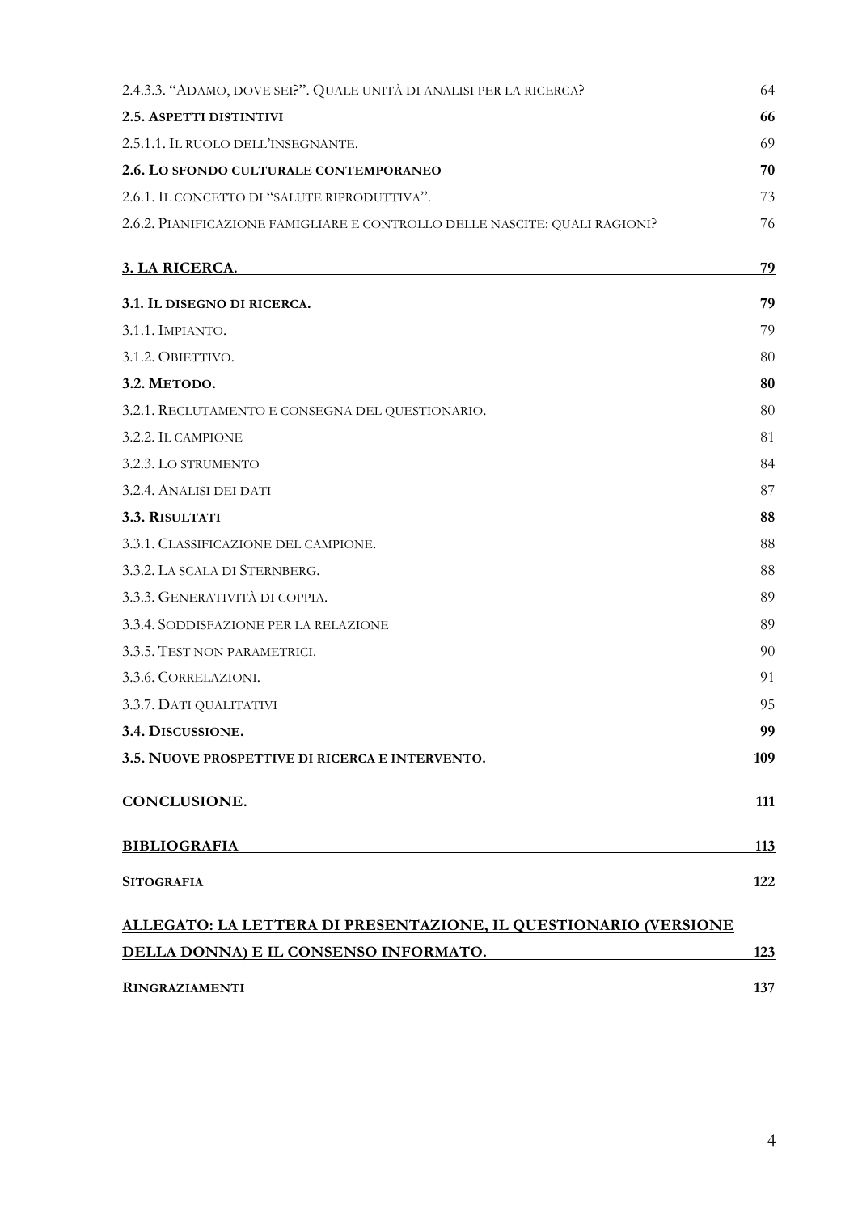2.4.3.3. "Adamo, dove sei?". Quale unità di analisi per la ricerca? 64

**2.5. Aspetti distintivi 66**

2.5.1.1. Il ruolo dell'insegnante. 69

**2.6. Lo sfondo culturale contemporaneo 70**

2.6.1. Il concetto di "salute riproduttiva". 73

2.6.2. Pianificazione famigliare e controllo delle nascite: quali ragioni? 76

**3. LA RICERCA. 79**

**3.1. Il disegno di ricerca. 79**

3.1.1. Impianto. 79

3.1.2. Obiettivo. 80

**3.2. Metodo. 80**

3.2.1. Reclutamento e consegna del questionario. 80

3.2.2. Il campione 81

3.2.3. Lo strumento 84

3.2.4. Analisi dei dati 87

**3.3. Risultati 88**

3.3.1. Classificazione del campione. 88

3.3.2. La scala di Sternberg. 88

3.3.3. Generatività di coppia. 89

3.3.4. Soddisfazione per la relazione 89

3.3.5. Test non parametrici. 90

3.3.6. Correlazioni. 91

3.3.7. Dati qualitativi 95

**3.4. Discussione. 99**

**3.5. Nuove prospettive di ricerca e intervento. 109**

**CONCLUSIONE. 111**

**BIBLIOGRAFIA 113**

**Sitografia 122**

**ALLEGATO: LA LETTERA DI PRESENTAZIONE, IL QUESTIONARIO (VERSIONE DELLA DONNA) E IL CONSENSO INFORMATO. 123**

**Ringraziamenti 137**